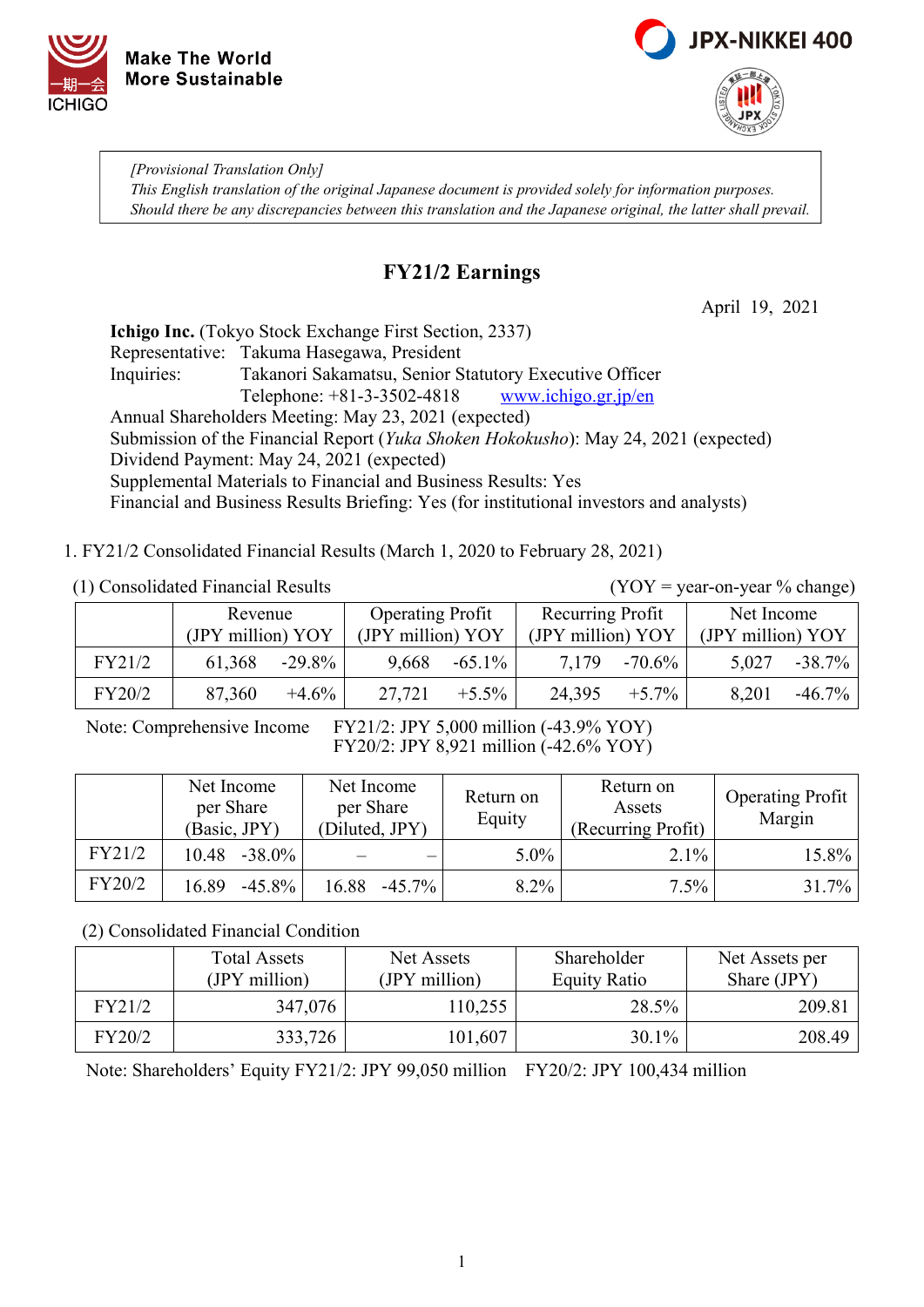Make The World More Sustainable

JPX-NIKKEI 400

*[Provisional Translation Only]*
*This English translation of the original Japanese document is provided solely for information purposes.*
*Should there be any discrepancies between this translation and the Japanese original, the latter shall prevail.*

# FY21/2 Earnings

April 19, 2021

**Ichigo Inc.** (Tokyo Stock Exchange First Section, 2337)
Representative: Takuma Hasegawa, President
Inquiries: Takanori Sakamatsu, Senior Statutory Executive Officer
Telephone: +81-3-3502-4818 www.ichigo.gr.jp/en
Annual Shareholders Meeting: May 23, 2021 (expected)
Submission of the Financial Report (*Yuka Shoken Hokokusho*): May 24, 2021 (expected)
Dividend Payment: May 24, 2021 (expected)
Supplemental Materials to Financial and Business Results: Yes
Financial and Business Results Briefing: Yes (for institutional investors and analysts)

1. FY21/2 Consolidated Financial Results (March 1, 2020 to February 28, 2021)

(1) Consolidated Financial Results (YOY = year-on-year % change)

| | Revenue (JPY million) | YOY | Operating Profit (JPY million) | YOY | Recurring Profit (JPY million) | YOY | Net Income (JPY million) | YOY |
|---|---|---|---|---|---|---|---|---|
| FY21/2 | 61,368 | -29.8% | 9,668 | -65.1% | 7,179 | -70.6% | 5,027 | -38.7% |
| FY20/2 | 87,360 | +4.6% | 27,721 | +5.5% | 24,395 | +5.7% | 8,201 | -46.7% |

Note: Comprehensive Income FY21/2: JPY 5,000 million (-43.9% YOY)
FY20/2: JPY 8,921 million (-42.6% YOY)

| | Net Income per Share (Basic, JPY) | | Net Income per Share (Diluted, JPY) | | Return on Equity | Return on Assets (Recurring Profit) | Operating Profit Margin |
|---|---|---|---|---|---|---|---|
| FY21/2 | 10.48 | -38.0% | – | – | 5.0% | 2.1% | 15.8% |
| FY20/2 | 16.89 | -45.8% | 16.88 | -45.7% | 8.2% | 7.5% | 31.7% |

(2) Consolidated Financial Condition

| | Total Assets (JPY million) | Net Assets (JPY million) | Shareholder Equity Ratio | Net Assets per Share (JPY) |
|---|---|---|---|---|
| FY21/2 | 347,076 | 110,255 | 28.5% | 209.81 |
| FY20/2 | 333,726 | 101,607 | 30.1% | 208.49 |

Note: Shareholders' Equity FY21/2: JPY 99,050 million FY20/2: JPY 100,434 million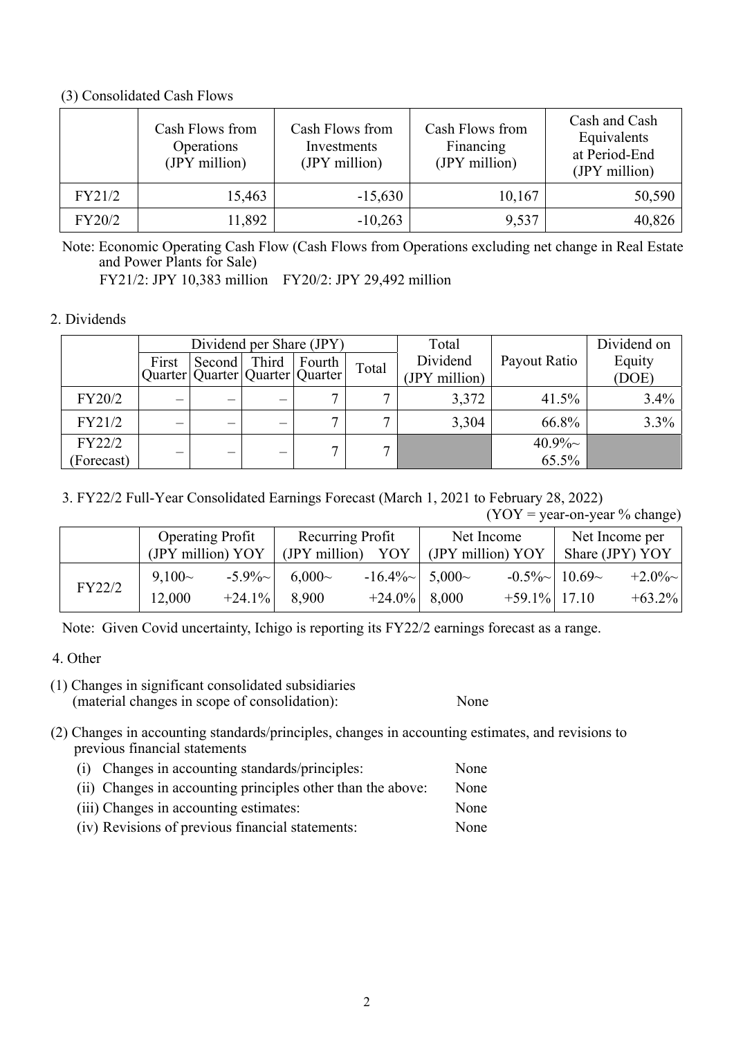### (3) Consolidated Cash Flows

| | Cash Flows from Operations (JPY million) | Cash Flows from Investments (JPY million) | Cash Flows from Financing (JPY million) | Cash and Cash Equivalents at Period-End (JPY million) |
|---|---|---|---|---|
| FY21/2 | 15,463 | -15,630 | 10,167 | 50,590 |
| FY20/2 | 11,892 | -10,263 | 9,537 | 40,826 |

Note: Economic Operating Cash Flow (Cash Flows from Operations excluding net change in Real Estate and Power Plants for Sale)
FY21/2: JPY 10,383 million FY20/2: JPY 29,492 million

## 2. Dividends

| | Dividend per Share (JPY) | | | | | Total Dividend (JPY million) | Payout Ratio | Dividend on Equity (DOE) |
|---|---|---|---|---|---|---|---|---|
| | First Quarter | Second Quarter | Third Quarter | Fourth Quarter | Total | | | |
| FY20/2 | – | – | – | 7 | 7 | 3,372 | 41.5% | 3.4% |
| FY21/2 | – | – | – | 7 | 7 | 3,304 | 66.8% | 3.3% |
| FY22/2 (Forecast) | – | – | – | 7 | 7 | | 40.9%~ 65.5% | |

## 3. FY22/2 Full-Year Consolidated Earnings Forecast (March 1, 2021 to February 28, 2022)

(YOY = year-on-year % change)

| | Operating Profit (JPY million) | YOY | Recurring Profit (JPY million) | YOY | Net Income (JPY million) | YOY | Net Income per Share (JPY) | YOY |
|---|---|---|---|---|---|---|---|---|
| FY22/2 | 9,100~ 12,000 | -5.9%~ +24.1% | 6,000~ 8,900 | -16.4%~ +24.0% | 5,000~ 8,000 | -0.5%~ +59.1% | 10.69~ 17.10 | +2.0%~ +63.2% |

Note: Given Covid uncertainty, Ichigo is reporting its FY22/2 earnings forecast as a range.

## 4. Other

(1) Changes in significant consolidated subsidiaries (material changes in scope of consolidation): None

(2) Changes in accounting standards/principles, changes in accounting estimates, and revisions to previous financial statements

- (i) Changes in accounting standards/principles: None
- (ii) Changes in accounting principles other than the above: None
- (iii) Changes in accounting estimates: None
- (iv) Revisions of previous financial statements: None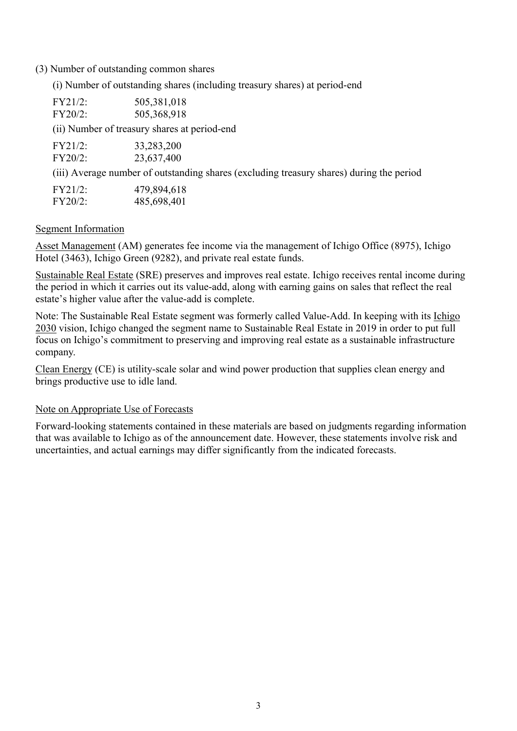(3) Number of outstanding common shares

(i) Number of outstanding shares (including treasury shares) at period-end

| | |
|---|---|
| FY21/2: | 505,381,018 |
| FY20/2: | 505,368,918 |

(ii) Number of treasury shares at period-end

| | |
|---|---|
| FY21/2: | 33,283,200 |
| FY20/2: | 23,637,400 |

(iii) Average number of outstanding shares (excluding treasury shares) during the period

| | |
|---|---|
| FY21/2: | 479,894,618 |
| FY20/2: | 485,698,401 |

Segment Information

Asset Management (AM) generates fee income via the management of Ichigo Office (8975), Ichigo Hotel (3463), Ichigo Green (9282), and private real estate funds.

Sustainable Real Estate (SRE) preserves and improves real estate. Ichigo receives rental income during the period in which it carries out its value-add, along with earning gains on sales that reflect the real estate's higher value after the value-add is complete.

Note: The Sustainable Real Estate segment was formerly called Value-Add. In keeping with its Ichigo 2030 vision, Ichigo changed the segment name to Sustainable Real Estate in 2019 in order to put full focus on Ichigo's commitment to preserving and improving real estate as a sustainable infrastructure company.

Clean Energy (CE) is utility-scale solar and wind power production that supplies clean energy and brings productive use to idle land.

Note on Appropriate Use of Forecasts

Forward-looking statements contained in these materials are based on judgments regarding information that was available to Ichigo as of the announcement date. However, these statements involve risk and uncertainties, and actual earnings may differ significantly from the indicated forecasts.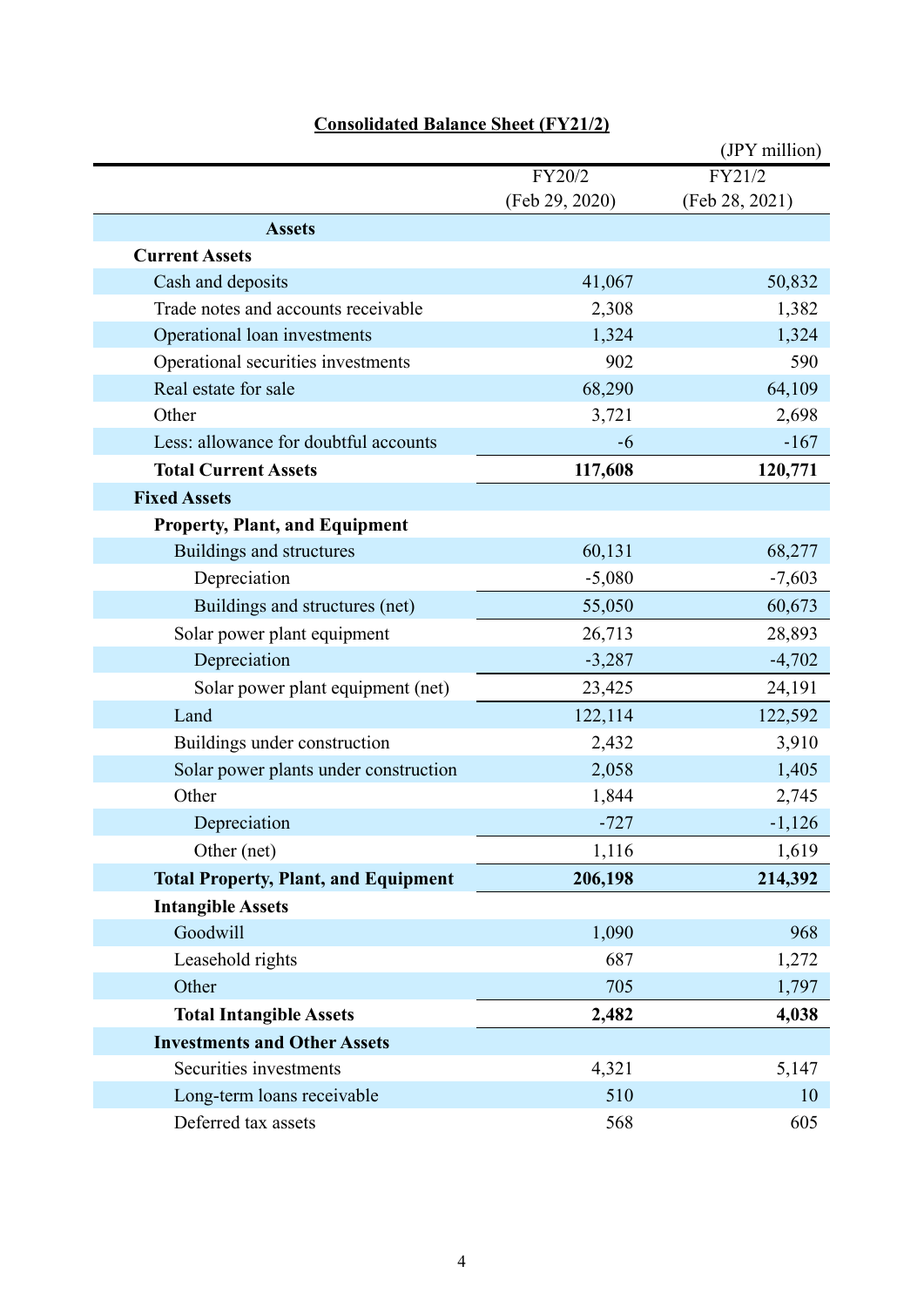## Consolidated Balance Sheet (FY21/2)

(JPY million)

| | FY20/2 (Feb 29, 2020) | FY21/2 (Feb 28, 2021) |
|---|---|---|
| **Assets** | | |
| **Current Assets** | | |
| Cash and deposits | 41,067 | 50,832 |
| Trade notes and accounts receivable | 2,308 | 1,382 |
| Operational loan investments | 1,324 | 1,324 |
| Operational securities investments | 902 | 590 |
| Real estate for sale | 68,290 | 64,109 |
| Other | 3,721 | 2,698 |
| Less: allowance for doubtful accounts | -6 | -167 |
| **Total Current Assets** | **117,608** | **120,771** |
| **Fixed Assets** | | |
| **Property, Plant, and Equipment** | | |
| Buildings and structures | 60,131 | 68,277 |
| Depreciation | -5,080 | -7,603 |
| Buildings and structures (net) | 55,050 | 60,673 |
| Solar power plant equipment | 26,713 | 28,893 |
| Depreciation | -3,287 | -4,702 |
| Solar power plant equipment (net) | 23,425 | 24,191 |
| Land | 122,114 | 122,592 |
| Buildings under construction | 2,432 | 3,910 |
| Solar power plants under construction | 2,058 | 1,405 |
| Other | 1,844 | 2,745 |
| Depreciation | -727 | -1,126 |
| Other (net) | 1,116 | 1,619 |
| **Total Property, Plant, and Equipment** | **206,198** | **214,392** |
| **Intangible Assets** | | |
| Goodwill | 1,090 | 968 |
| Leasehold rights | 687 | 1,272 |
| Other | 705 | 1,797 |
| **Total Intangible Assets** | **2,482** | **4,038** |
| **Investments and Other Assets** | | |
| Securities investments | 4,321 | 5,147 |
| Long-term loans receivable | 510 | 10 |
| Deferred tax assets | 568 | 605 |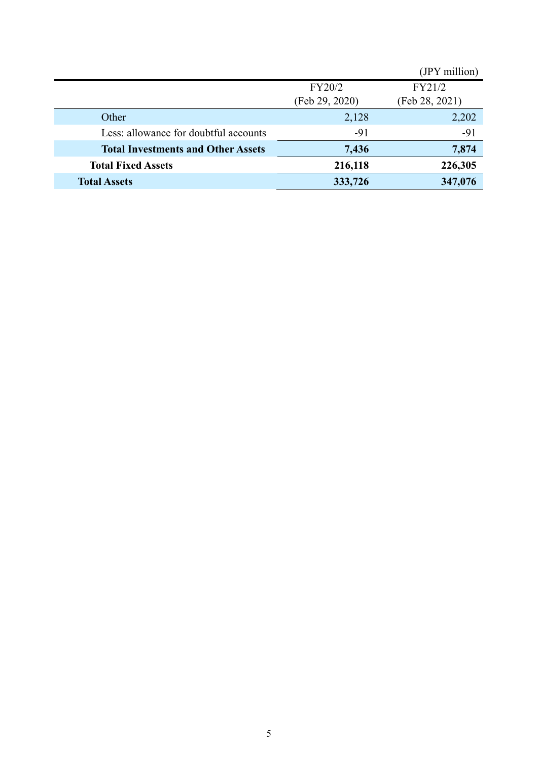(JPY million)

| | FY20/2<br>(Feb 29, 2020) | FY21/2<br>(Feb 28, 2021) |
|---|---|---|
| Other | 2,128 | 2,202 |
| Less: allowance for doubtful accounts | -91 | -91 |
| **Total Investments and Other Assets** | **7,436** | **7,874** |
| **Total Fixed Assets** | **216,118** | **226,305** |
| **Total Assets** | **333,726** | **347,076** |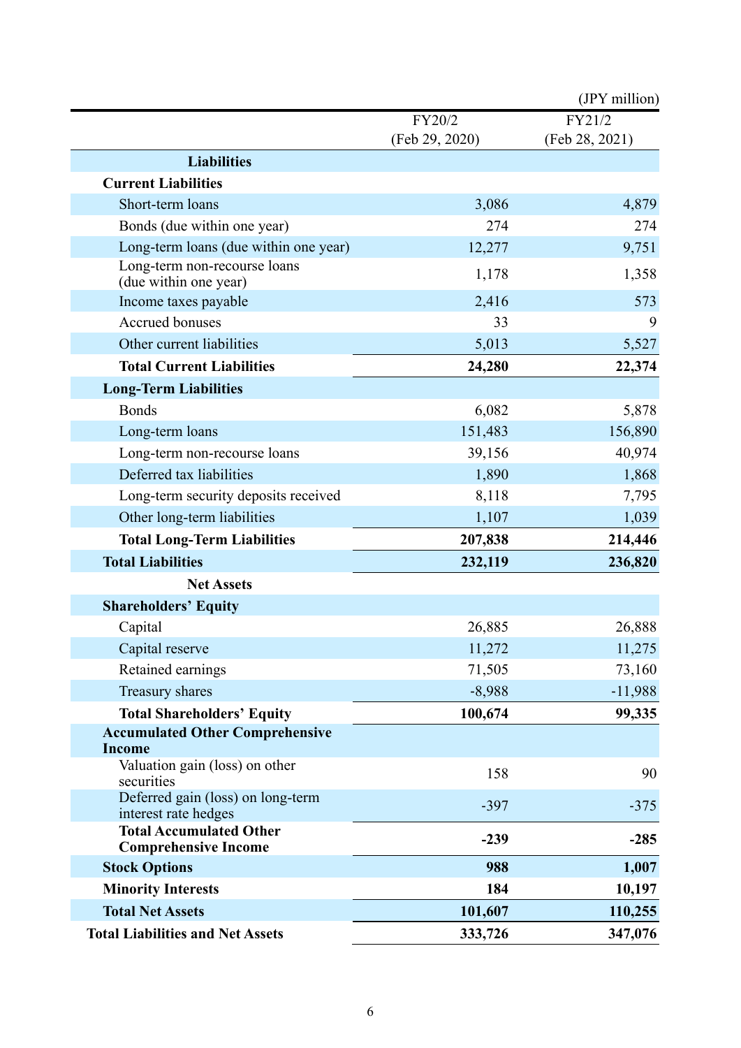(JPY million)

| | FY20/2 (Feb 29, 2020) | FY21/2 (Feb 28, 2021) |
|---|---|---|
| **Liabilities** | | |
| **Current Liabilities** | | |
| Short-term loans | 3,086 | 4,879 |
| Bonds (due within one year) | 274 | 274 |
| Long-term loans (due within one year) | 12,277 | 9,751 |
| Long-term non-recourse loans (due within one year) | 1,178 | 1,358 |
| Income taxes payable | 2,416 | 573 |
| Accrued bonuses | 33 | 9 |
| Other current liabilities | 5,013 | 5,527 |
| **Total Current Liabilities** | **24,280** | **22,374** |
| **Long-Term Liabilities** | | |
| Bonds | 6,082 | 5,878 |
| Long-term loans | 151,483 | 156,890 |
| Long-term non-recourse loans | 39,156 | 40,974 |
| Deferred tax liabilities | 1,890 | 1,868 |
| Long-term security deposits received | 8,118 | 7,795 |
| Other long-term liabilities | 1,107 | 1,039 |
| **Total Long-Term Liabilities** | **207,838** | **214,446** |
| **Total Liabilities** | **232,119** | **236,820** |
| **Net Assets** | | |
| **Shareholders' Equity** | | |
| Capital | 26,885 | 26,888 |
| Capital reserve | 11,272 | 11,275 |
| Retained earnings | 71,505 | 73,160 |
| Treasury shares | -8,988 | -11,988 |
| **Total Shareholders' Equity** | **100,674** | **99,335** |
| **Accumulated Other Comprehensive Income** | | |
| Valuation gain (loss) on other securities | 158 | 90 |
| Deferred gain (loss) on long-term interest rate hedges | -397 | -375 |
| **Total Accumulated Other Comprehensive Income** | **-239** | **-285** |
| **Stock Options** | **988** | **1,007** |
| **Minority Interests** | **184** | **10,197** |
| **Total Net Assets** | **101,607** | **110,255** |
| **Total Liabilities and Net Assets** | **333,726** | **347,076** |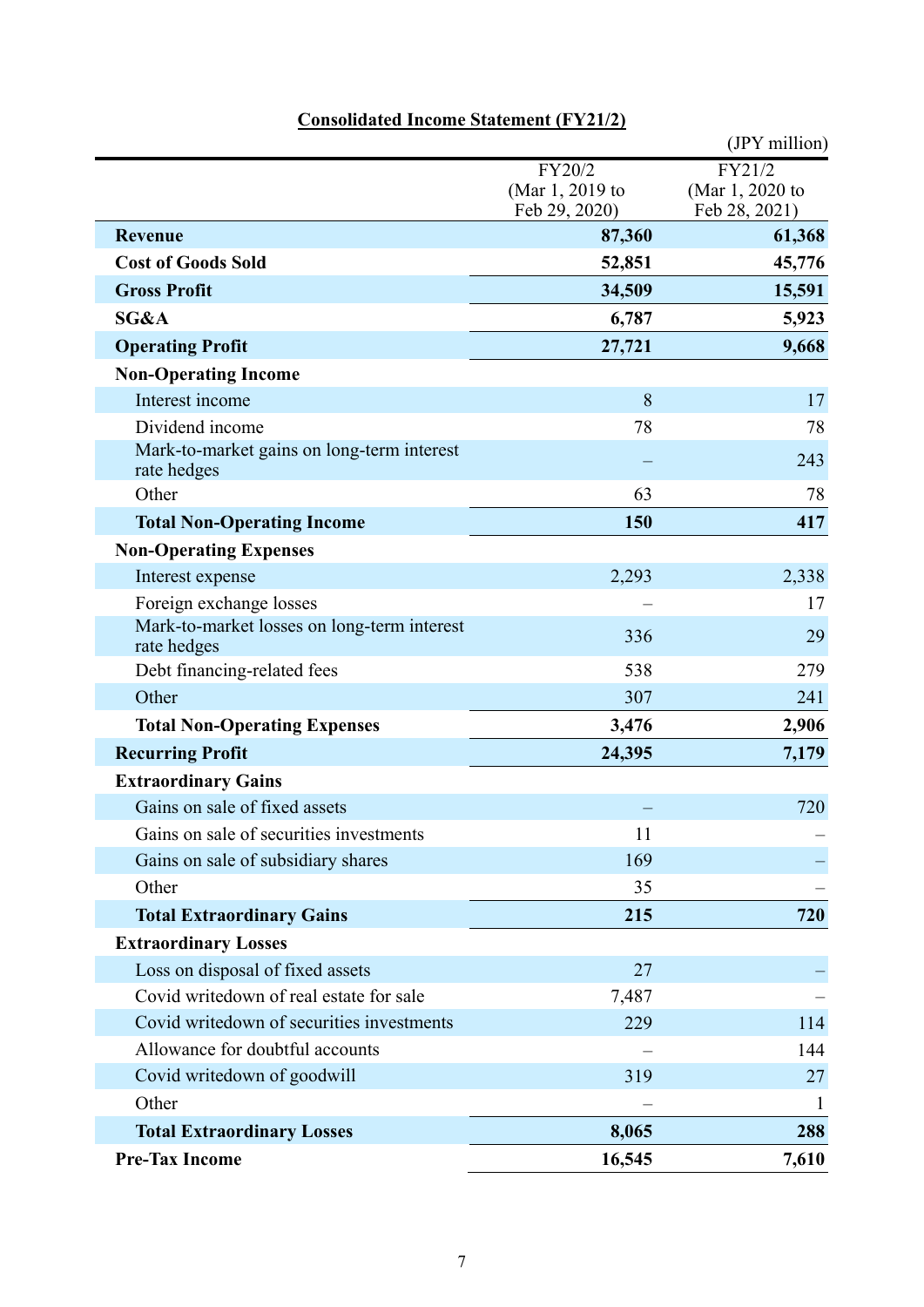## Consolidated Income Statement (FY21/2)

(JPY million)

| | FY20/2 (Mar 1, 2019 to Feb 29, 2020) | FY21/2 (Mar 1, 2020 to Feb 28, 2021) |
|---|---|---|
| **Revenue** | **87,360** | **61,368** |
| **Cost of Goods Sold** | **52,851** | **45,776** |
| **Gross Profit** | **34,509** | **15,591** |
| **SG&A** | **6,787** | **5,923** |
| **Operating Profit** | **27,721** | **9,668** |
| **Non-Operating Income** | | |
| Interest income | 8 | 17 |
| Dividend income | 78 | 78 |
| Mark-to-market gains on long-term interest rate hedges | – | 243 |
| Other | 63 | 78 |
| **Total Non-Operating Income** | **150** | **417** |
| **Non-Operating Expenses** | | |
| Interest expense | 2,293 | 2,338 |
| Foreign exchange losses | – | 17 |
| Mark-to-market losses on long-term interest rate hedges | 336 | 29 |
| Debt financing-related fees | 538 | 279 |
| Other | 307 | 241 |
| **Total Non-Operating Expenses** | **3,476** | **2,906** |
| **Recurring Profit** | **24,395** | **7,179** |
| **Extraordinary Gains** | | |
| Gains on sale of fixed assets | – | 720 |
| Gains on sale of securities investments | 11 | – |
| Gains on sale of subsidiary shares | 169 | – |
| Other | 35 | – |
| **Total Extraordinary Gains** | **215** | **720** |
| **Extraordinary Losses** | | |
| Loss on disposal of fixed assets | 27 | – |
| Covid writedown of real estate for sale | 7,487 | – |
| Covid writedown of securities investments | 229 | 114 |
| Allowance for doubtful accounts | – | 144 |
| Covid writedown of goodwill | 319 | 27 |
| Other | – | 1 |
| **Total Extraordinary Losses** | **8,065** | **288** |
| **Pre-Tax Income** | **16,545** | **7,610** |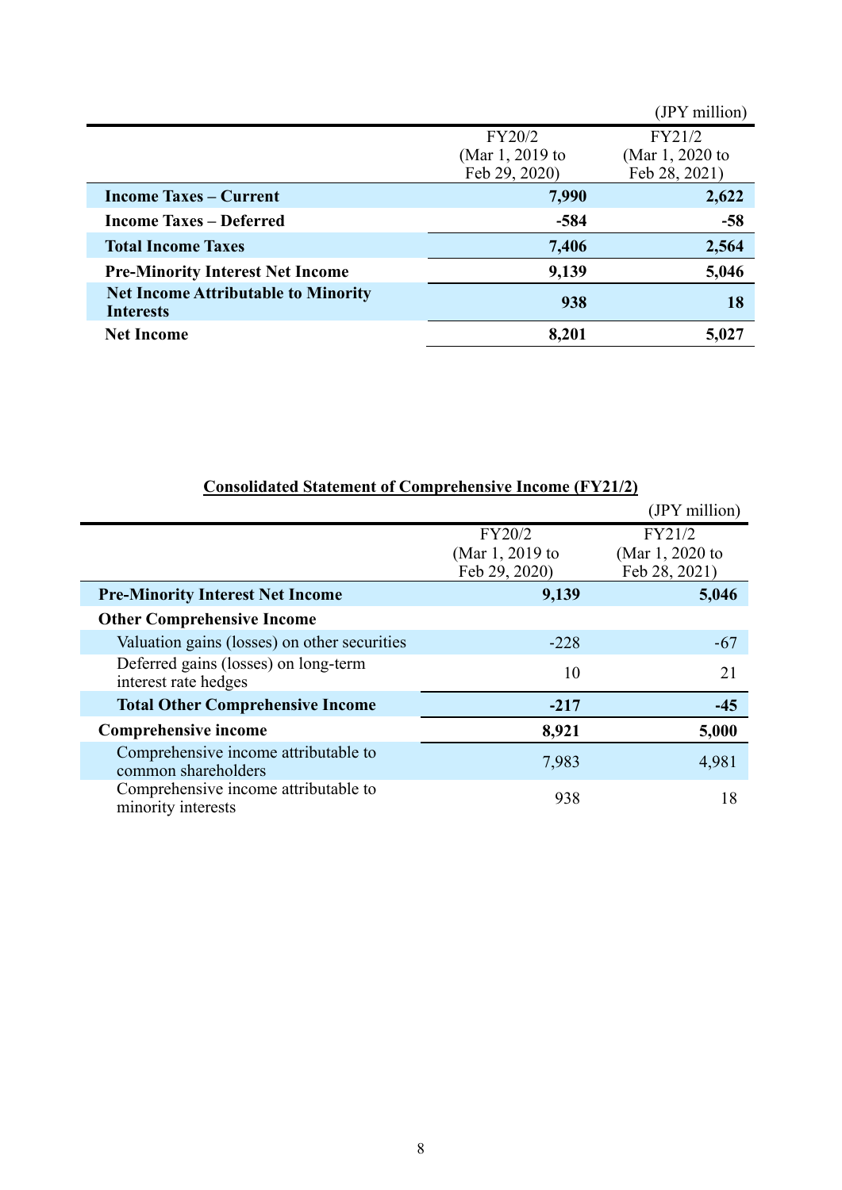(JPY million)

| | FY20/2 (Mar 1, 2019 to Feb 29, 2020) | FY21/2 (Mar 1, 2020 to Feb 28, 2021) |
|---|---|---|
| **Income Taxes – Current** | **7,990** | **2,622** |
| **Income Taxes – Deferred** | **-584** | **-58** |
| **Total Income Taxes** | **7,406** | **2,564** |
| **Pre-Minority Interest Net Income** | **9,139** | **5,046** |
| **Net Income Attributable to Minority Interests** | **938** | **18** |
| **Net Income** | **8,201** | **5,027** |

## Consolidated Statement of Comprehensive Income (FY21/2)

(JPY million)

| | FY20/2 (Mar 1, 2019 to Feb 29, 2020) | FY21/2 (Mar 1, 2020 to Feb 28, 2021) |
|---|---|---|
| **Pre-Minority Interest Net Income** | **9,139** | **5,046** |
| **Other Comprehensive Income** | | |
| Valuation gains (losses) on other securities | -228 | -67 |
| Deferred gains (losses) on long-term interest rate hedges | 10 | 21 |
| **Total Other Comprehensive Income** | **-217** | **-45** |
| **Comprehensive income** | **8,921** | **5,000** |
| Comprehensive income attributable to common shareholders | 7,983 | 4,981 |
| Comprehensive income attributable to minority interests | 938 | 18 |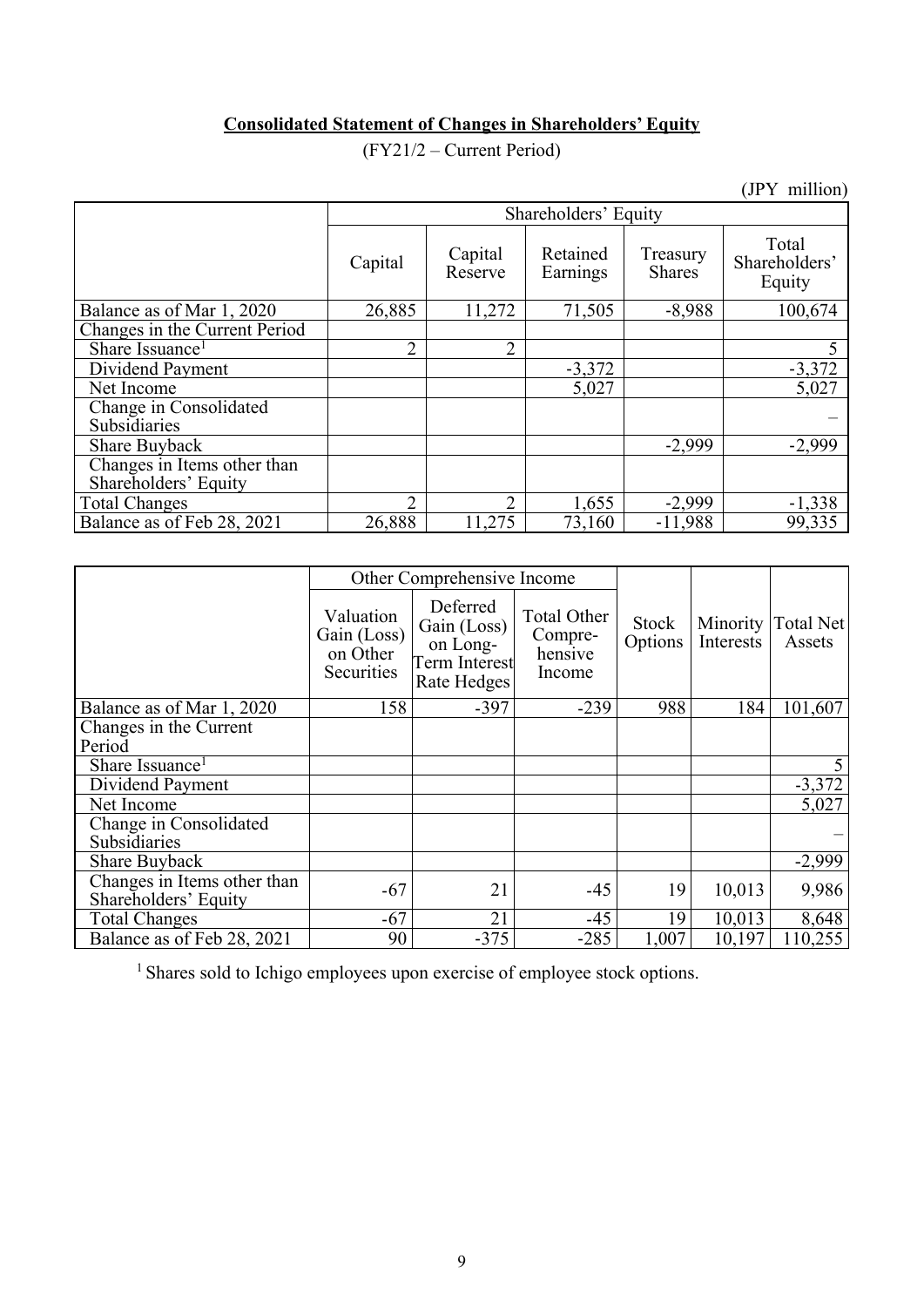## Consolidated Statement of Changes in Shareholders' Equity

(FY21/2 – Current Period)

(JPY million)

| | Shareholders' Equity | | | | |
|---|---|---|---|---|---|
| | Capital | Capital Reserve | Retained Earnings | Treasury Shares | Total Shareholders' Equity |
| Balance as of Mar 1, 2020 | 26,885 | 11,272 | 71,505 | -8,988 | 100,674 |
| Changes in the Current Period | | | | | |
| Share Issuance[1] | 2 | 2 | | | 5 |
| Dividend Payment | | | -3,372 | | -3,372 |
| Net Income | | | 5,027 | | 5,027 |
| Change in Consolidated Subsidiaries | | | | | – |
| Share Buyback | | | | -2,999 | -2,999 |
| Changes in Items other than Shareholders' Equity | | | | | |
| Total Changes | 2 | 2 | 1,655 | -2,999 | -1,338 |
| Balance as of Feb 28, 2021 | 26,888 | 11,275 | 73,160 | -11,988 | 99,335 |

| | Other Comprehensive Income | | | | | |
|---|---|---|---|---|---|---|
| | Valuation Gain (Loss) on Other Securities | Deferred Gain (Loss) on Long-Term Interest Rate Hedges | Total Other Compre-hensive Income | Stock Options | Minority Interests | Total Net Assets |
| Balance as of Mar 1, 2020 | 158 | -397 | -239 | 988 | 184 | 101,607 |
| Changes in the Current Period | | | | | | |
| Share Issuance[1] | | | | | | 5 |
| Dividend Payment | | | | | | -3,372 |
| Net Income | | | | | | 5,027 |
| Change in Consolidated Subsidiaries | | | | | | – |
| Share Buyback | | | | | | -2,999 |
| Changes in Items other than Shareholders' Equity | -67 | 21 | -45 | 19 | 10,013 | 9,986 |
| Total Changes | -67 | 21 | -45 | 19 | 10,013 | 8,648 |
| Balance as of Feb 28, 2021 | 90 | -375 | -285 | 1,007 | 10,197 | 110,255 |

[1] Shares sold to Ichigo employees upon exercise of employee stock options.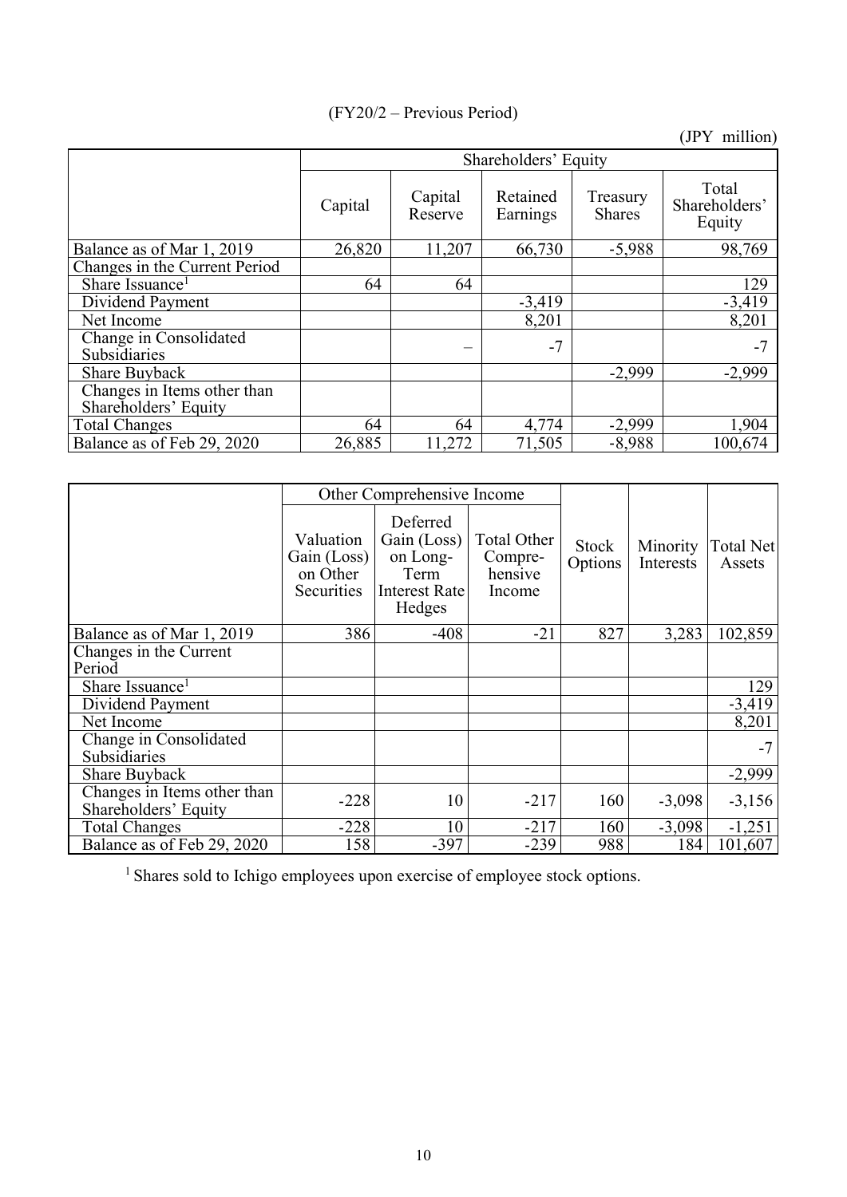(FY20/2 – Previous Period)

(JPY million)

| | Shareholders' Equity | | | | |
|---|---|---|---|---|---|
| | Capital | Capital Reserve | Retained Earnings | Treasury Shares | Total Shareholders' Equity |
| Balance as of Mar 1, 2019 | 26,820 | 11,207 | 66,730 | -5,988 | 98,769 |
| Changes in the Current Period | | | | | |
| Share Issuance[1] | 64 | 64 | | | 129 |
| Dividend Payment | | | -3,419 | | -3,419 |
| Net Income | | | 8,201 | | 8,201 |
| Change in Consolidated Subsidiaries | | – | -7 | | -7 |
| Share Buyback | | | | -2,999 | -2,999 |
| Changes in Items other than Shareholders' Equity | | | | | |
| Total Changes | 64 | 64 | 4,774 | -2,999 | 1,904 |
| Balance as of Feb 29, 2020 | 26,885 | 11,272 | 71,505 | -8,988 | 100,674 |

| | Other Comprehensive Income | | | | | |
|---|---|---|---|---|---|---|
| | Valuation Gain (Loss) on Other Securities | Deferred Gain (Loss) on Long-Term Interest Rate Hedges | Total Other Compre-hensive Income | Stock Options | Minority Interests | Total Net Assets |
| Balance as of Mar 1, 2019 | 386 | -408 | -21 | 827 | 3,283 | 102,859 |
| Changes in the Current Period | | | | | | |
| Share Issuance[1] | | | | | | 129 |
| Dividend Payment | | | | | | -3,419 |
| Net Income | | | | | | 8,201 |
| Change in Consolidated Subsidiaries | | | | | | -7 |
| Share Buyback | | | | | | -2,999 |
| Changes in Items other than Shareholders' Equity | -228 | 10 | -217 | 160 | -3,098 | -3,156 |
| Total Changes | -228 | 10 | -217 | 160 | -3,098 | -1,251 |
| Balance as of Feb 29, 2020 | 158 | -397 | -239 | 988 | 184 | 101,607 |

[1] Shares sold to Ichigo employees upon exercise of employee stock options.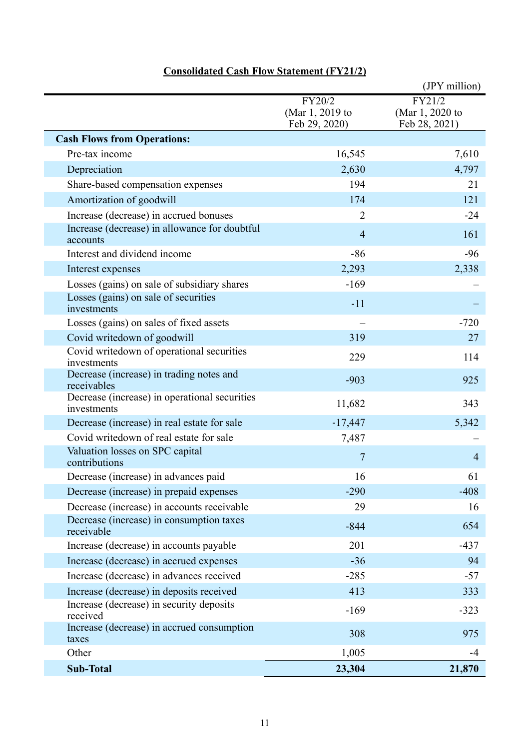**Consolidated Cash Flow Statement (FY21/2)**

(JPY million)

| | FY20/2 (Mar 1, 2019 to Feb 29, 2020) | FY21/2 (Mar 1, 2020 to Feb 28, 2021) |
|---|---|---|
| **Cash Flows from Operations:** | | |
| Pre-tax income | 16,545 | 7,610 |
| Depreciation | 2,630 | 4,797 |
| Share-based compensation expenses | 194 | 21 |
| Amortization of goodwill | 174 | 121 |
| Increase (decrease) in accrued bonuses | 2 | -24 |
| Increase (decrease) in allowance for doubtful accounts | 4 | 161 |
| Interest and dividend income | -86 | -96 |
| Interest expenses | 2,293 | 2,338 |
| Losses (gains) on sale of subsidiary shares | -169 | – |
| Losses (gains) on sale of securities investments | -11 | – |
| Losses (gains) on sales of fixed assets | – | -720 |
| Covid writedown of goodwill | 319 | 27 |
| Covid writedown of operational securities investments | 229 | 114 |
| Decrease (increase) in trading notes and receivables | -903 | 925 |
| Decrease (increase) in operational securities investments | 11,682 | 343 |
| Decrease (increase) in real estate for sale | -17,447 | 5,342 |
| Covid writedown of real estate for sale | 7,487 | – |
| Valuation losses on SPC capital contributions | 7 | 4 |
| Decrease (increase) in advances paid | 16 | 61 |
| Decrease (increase) in prepaid expenses | -290 | -408 |
| Decrease (increase) in accounts receivable | 29 | 16 |
| Decrease (increase) in consumption taxes receivable | -844 | 654 |
| Increase (decrease) in accounts payable | 201 | -437 |
| Increase (decrease) in accrued expenses | -36 | 94 |
| Increase (decrease) in advances received | -285 | -57 |
| Increase (decrease) in deposits received | 413 | 333 |
| Increase (decrease) in security deposits received | -169 | -323 |
| Increase (decrease) in accrued consumption taxes | 308 | 975 |
| Other | 1,005 | -4 |
| **Sub-Total** | **23,304** | **21,870** |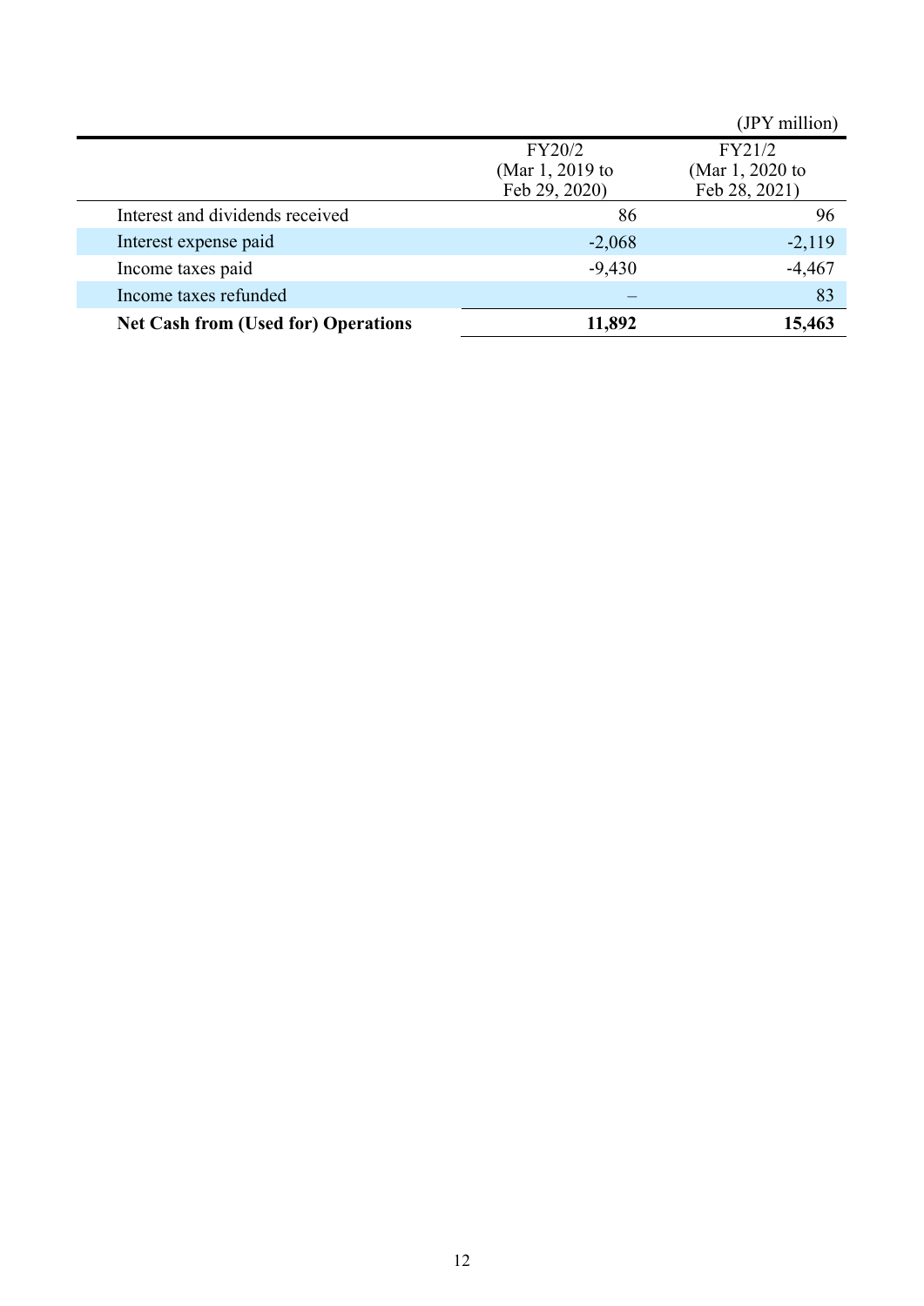(JPY million)

| | FY20/2 (Mar 1, 2019 to Feb 29, 2020) | FY21/2 (Mar 1, 2020 to Feb 28, 2021) |
|---|---|---|
| Interest and dividends received | 86 | 96 |
| Interest expense paid | -2,068 | -2,119 |
| Income taxes paid | -9,430 | -4,467 |
| Income taxes refunded | – | 83 |
| **Net Cash from (Used for) Operations** | **11,892** | **15,463** |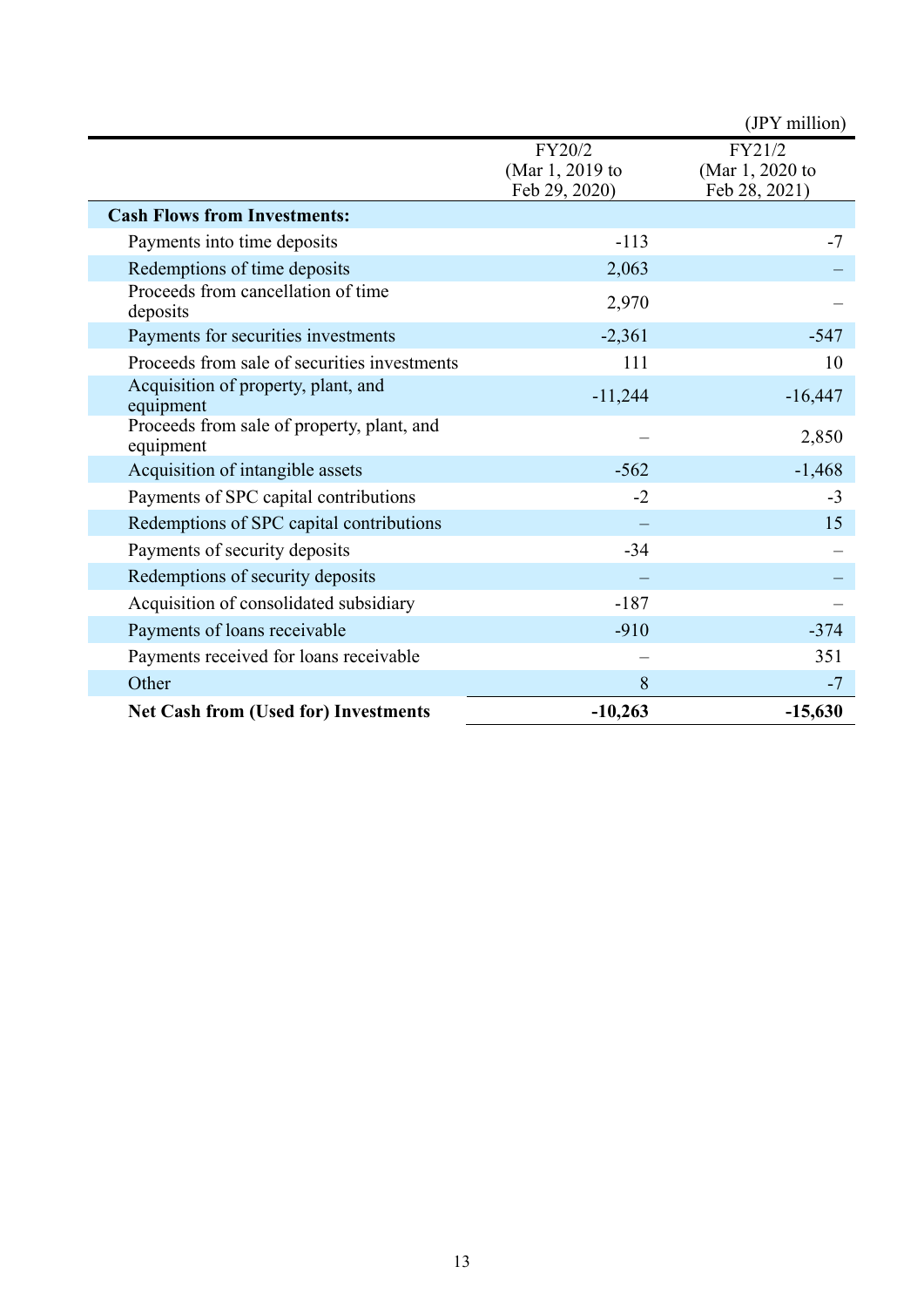(JPY million)

| | FY20/2 (Mar 1, 2019 to Feb 29, 2020) | FY21/2 (Mar 1, 2020 to Feb 28, 2021) |
|---|---|---|
| **Cash Flows from Investments:** | | |
| Payments into time deposits | -113 | -7 |
| Redemptions of time deposits | 2,063 | – |
| Proceeds from cancellation of time deposits | 2,970 | – |
| Payments for securities investments | -2,361 | -547 |
| Proceeds from sale of securities investments | 111 | 10 |
| Acquisition of property, plant, and equipment | -11,244 | -16,447 |
| Proceeds from sale of property, plant, and equipment | – | 2,850 |
| Acquisition of intangible assets | -562 | -1,468 |
| Payments of SPC capital contributions | -2 | -3 |
| Redemptions of SPC capital contributions | – | 15 |
| Payments of security deposits | -34 | – |
| Redemptions of security deposits | – | – |
| Acquisition of consolidated subsidiary | -187 | – |
| Payments of loans receivable | -910 | -374 |
| Payments received for loans receivable | – | 351 |
| Other | 8 | -7 |
| **Net Cash from (Used for) Investments** | **-10,263** | **-15,630** |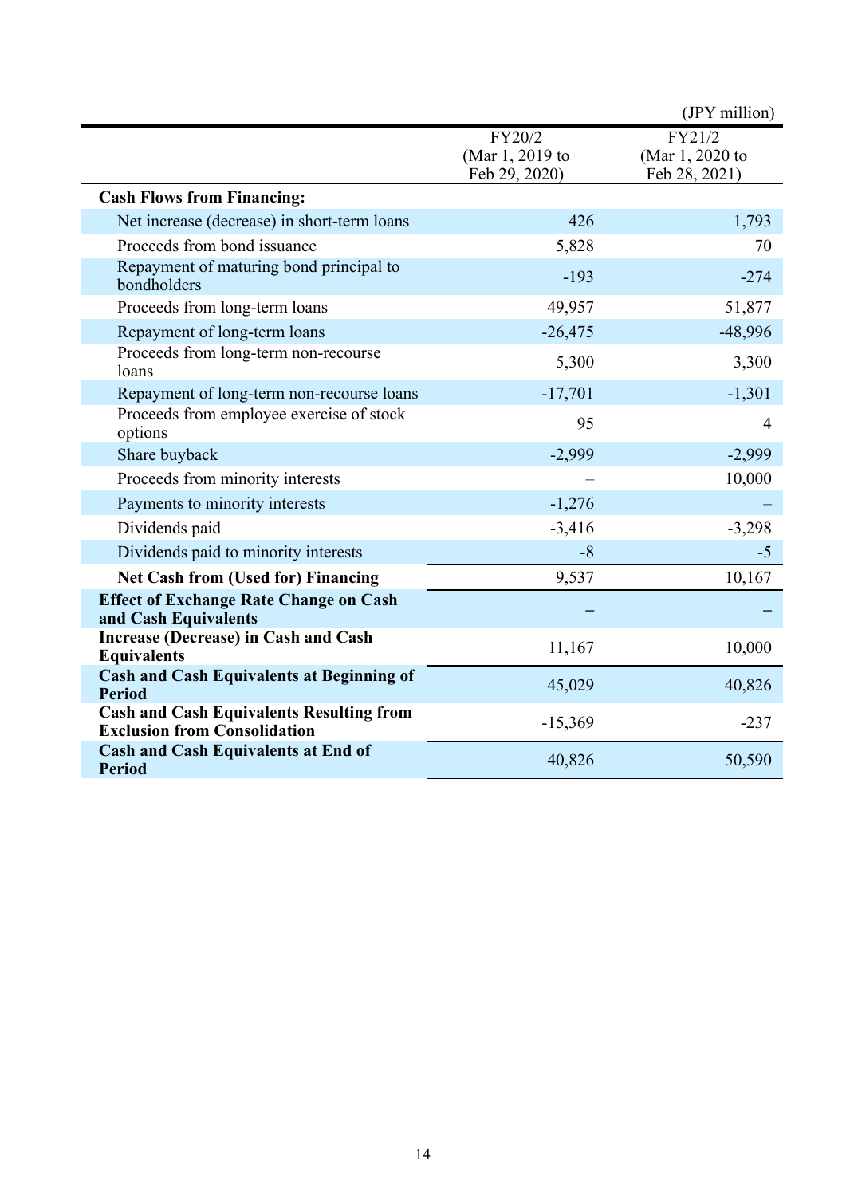(JPY million)

| | FY20/2 (Mar 1, 2019 to Feb 29, 2020) | FY21/2 (Mar 1, 2020 to Feb 28, 2021) |
|---|---|---|
| **Cash Flows from Financing:** | | |
| Net increase (decrease) in short-term loans | 426 | 1,793 |
| Proceeds from bond issuance | 5,828 | 70 |
| Repayment of maturing bond principal to bondholders | -193 | -274 |
| Proceeds from long-term loans | 49,957 | 51,877 |
| Repayment of long-term loans | -26,475 | -48,996 |
| Proceeds from long-term non-recourse loans | 5,300 | 3,300 |
| Repayment of long-term non-recourse loans | -17,701 | -1,301 |
| Proceeds from employee exercise of stock options | 95 | 4 |
| Share buyback | -2,999 | -2,999 |
| Proceeds from minority interests | – | 10,000 |
| Payments to minority interests | -1,276 | – |
| Dividends paid | -3,416 | -3,298 |
| Dividends paid to minority interests | -8 | -5 |
| **Net Cash from (Used for) Financing** | 9,537 | 10,167 |
| **Effect of Exchange Rate Change on Cash and Cash Equivalents** | – | – |
| **Increase (Decrease) in Cash and Cash Equivalents** | 11,167 | 10,000 |
| **Cash and Cash Equivalents at Beginning of Period** | 45,029 | 40,826 |
| **Cash and Cash Equivalents Resulting from Exclusion from Consolidation** | -15,369 | -237 |
| **Cash and Cash Equivalents at End of Period** | 40,826 | 50,590 |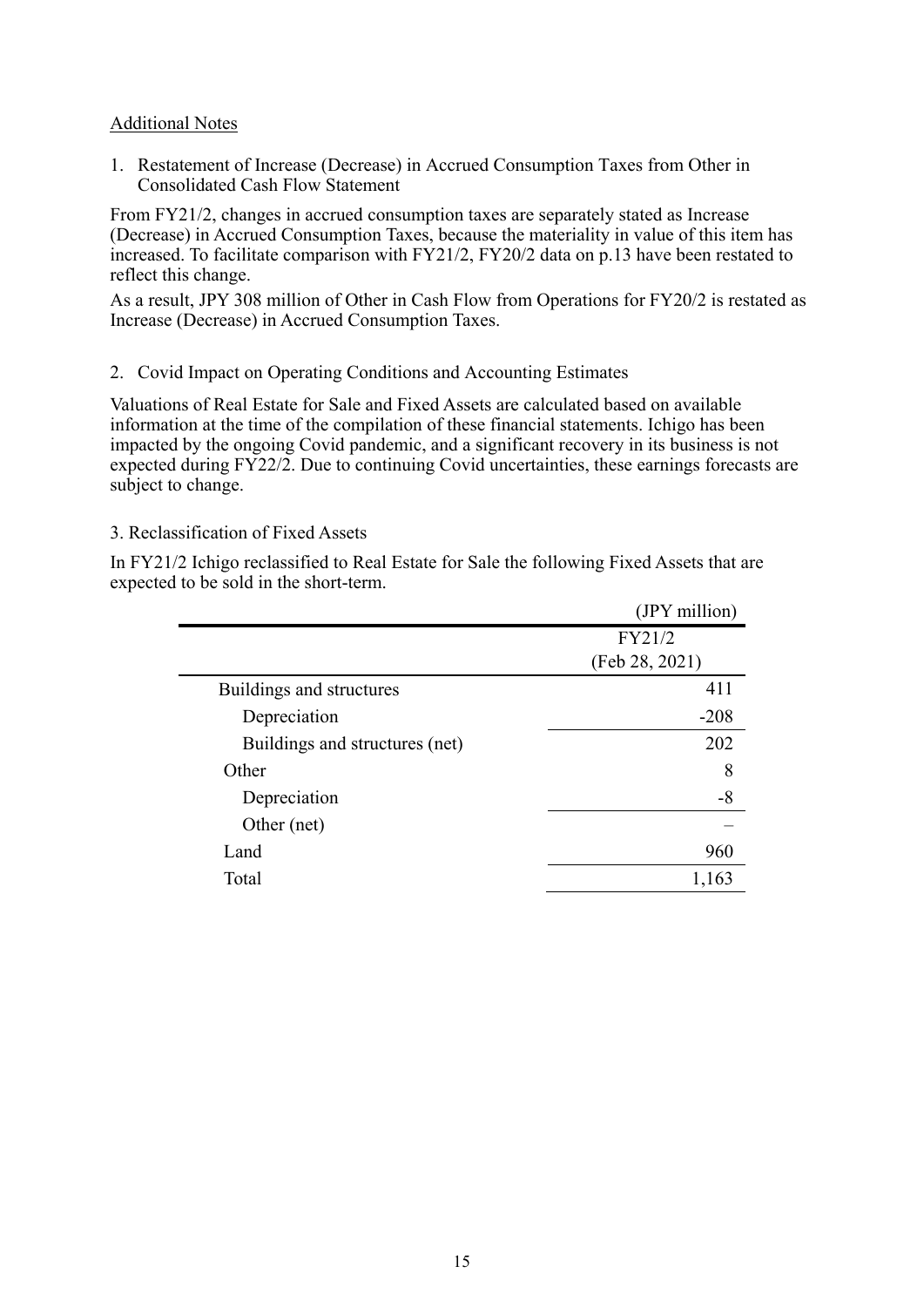Additional Notes

1. Restatement of Increase (Decrease) in Accrued Consumption Taxes from Other in Consolidated Cash Flow Statement

From FY21/2, changes in accrued consumption taxes are separately stated as Increase (Decrease) in Accrued Consumption Taxes, because the materiality in value of this item has increased. To facilitate comparison with FY21/2, FY20/2 data on p.13 have been restated to reflect this change.

As a result, JPY 308 million of Other in Cash Flow from Operations for FY20/2 is restated as Increase (Decrease) in Accrued Consumption Taxes.

2. Covid Impact on Operating Conditions and Accounting Estimates

Valuations of Real Estate for Sale and Fixed Assets are calculated based on available information at the time of the compilation of these financial statements. Ichigo has been impacted by the ongoing Covid pandemic, and a significant recovery in its business is not expected during FY22/2. Due to continuing Covid uncertainties, these earnings forecasts are subject to change.

3. Reclassification of Fixed Assets

In FY21/2 Ichigo reclassified to Real Estate for Sale the following Fixed Assets that are expected to be sold in the short-term.

(JPY million)

| | FY21/2 (Feb 28, 2021) |
|---|---|
| Buildings and structures | 411 |
| Depreciation | -208 |
| Buildings and structures (net) | 202 |
| Other | 8 |
| Depreciation | -8 |
| Other (net) | – |
| Land | 960 |
| Total | 1,163 |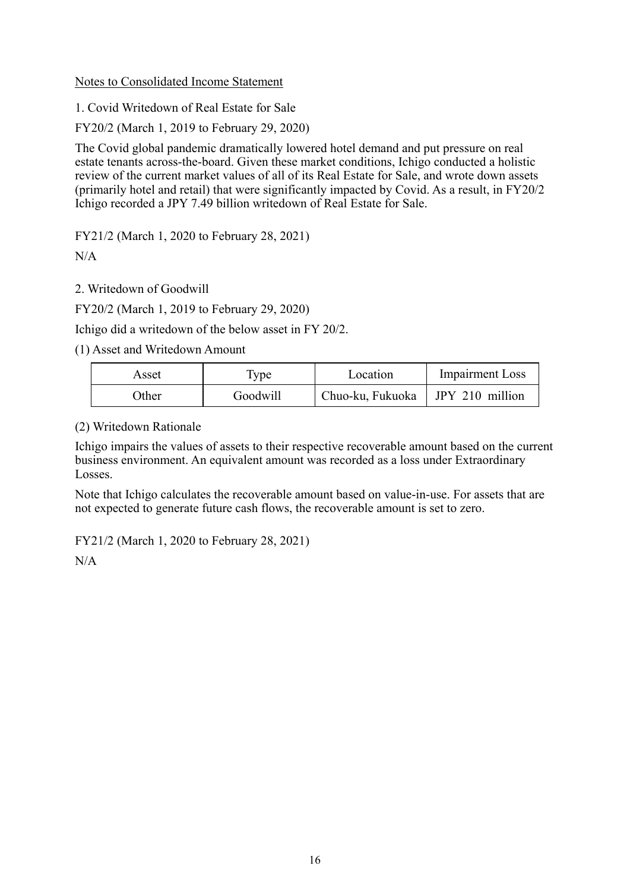## Notes to Consolidated Income Statement

1. Covid Writedown of Real Estate for Sale

FY20/2 (March 1, 2019 to February 29, 2020)

The Covid global pandemic dramatically lowered hotel demand and put pressure on real estate tenants across-the-board. Given these market conditions, Ichigo conducted a holistic review of the current market values of all of its Real Estate for Sale, and wrote down assets (primarily hotel and retail) that were significantly impacted by Covid. As a result, in FY20/2 Ichigo recorded a JPY 7.49 billion writedown of Real Estate for Sale.

FY21/2 (March 1, 2020 to February 28, 2021)

N/A

2. Writedown of Goodwill

FY20/2 (March 1, 2019 to February 29, 2020)

Ichigo did a writedown of the below asset in FY 20/2.

(1) Asset and Writedown Amount

| Asset | Type | Location | Impairment Loss |
| --- | --- | --- | --- |
| Other | Goodwill | Chuo-ku, Fukuoka | JPY 210 million |

(2) Writedown Rationale

Ichigo impairs the values of assets to their respective recoverable amount based on the current business environment. An equivalent amount was recorded as a loss under Extraordinary Losses.

Note that Ichigo calculates the recoverable amount based on value-in-use. For assets that are not expected to generate future cash flows, the recoverable amount is set to zero.

FY21/2 (March 1, 2020 to February 28, 2021)

N/A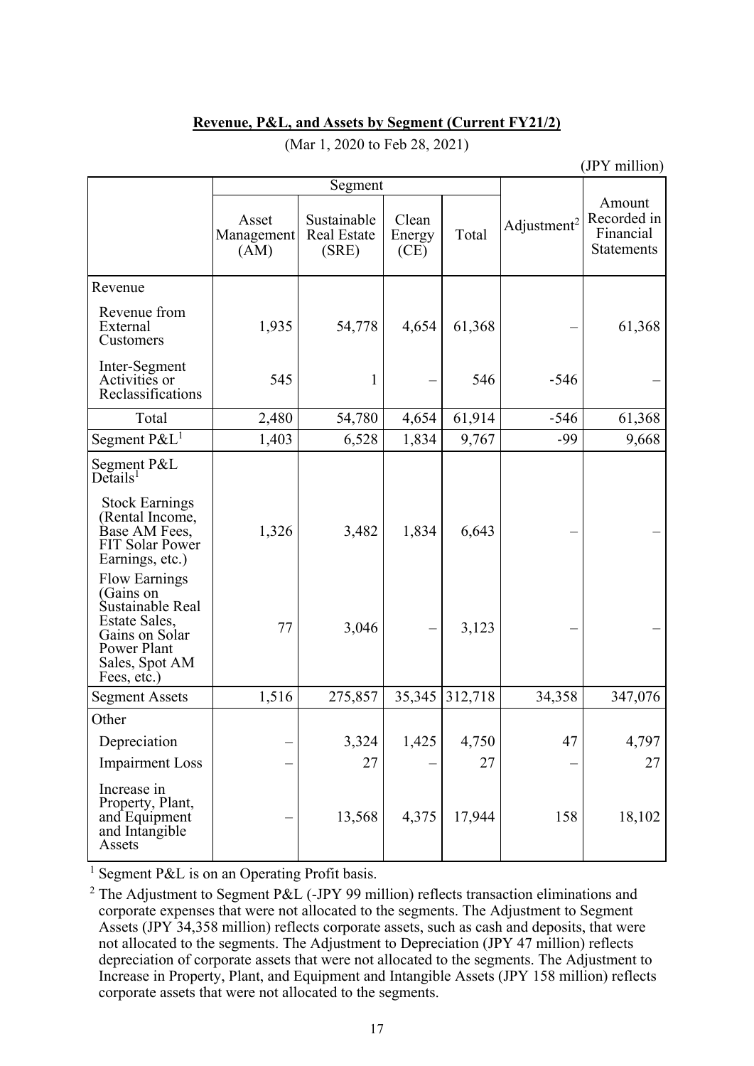**Revenue, P&L, and Assets by Segment (Current FY21/2)**

(Mar 1, 2020 to Feb 28, 2021)

(JPY million)

| | Segment | | | | Adjustment[2] | Amount Recorded in Financial Statements |
|---|---|---|---|---|---|---|
| | Asset Management (AM) | Sustainable Real Estate (SRE) | Clean Energy (CE) | Total | | |
| Revenue | | | | | | |
| Revenue from External Customers | 1,935 | 54,778 | 4,654 | 61,368 | – | 61,368 |
| Inter-Segment Activities or Reclassifications | 545 | 1 | – | 546 | -546 | – |
| Total | 2,480 | 54,780 | 4,654 | 61,914 | -546 | 61,368 |
| Segment P&L[1] | 1,403 | 6,528 | 1,834 | 9,767 | -99 | 9,668 |
| Segment P&L Details[1] | | | | | | |
| Stock Earnings (Rental Income, Base AM Fees, FIT Solar Power Earnings, etc.) | 1,326 | 3,482 | 1,834 | 6,643 | – | – |
| Flow Earnings (Gains on Sustainable Real Estate Sales, Gains on Solar Power Plant Sales, Spot AM Fees, etc.) | 77 | 3,046 | – | 3,123 | – | – |
| Segment Assets | 1,516 | 275,857 | 35,345 | 312,718 | 34,358 | 347,076 |
| Other | | | | | | |
| Depreciation | – | 3,324 | 1,425 | 4,750 | 47 | 4,797 |
| Impairment Loss | – | 27 | – | 27 | – | 27 |
| Increase in Property, Plant, and Equipment and Intangible Assets | – | 13,568 | 4,375 | 17,944 | 158 | 18,102 |

[1] Segment P&L is on an Operating Profit basis.

[2] The Adjustment to Segment P&L (-JPY 99 million) reflects transaction eliminations and corporate expenses that were not allocated to the segments. The Adjustment to Segment Assets (JPY 34,358 million) reflects corporate assets, such as cash and deposits, that were not allocated to the segments. The Adjustment to Depreciation (JPY 47 million) reflects depreciation of corporate assets that were not allocated to the segments. The Adjustment to Increase in Property, Plant, and Equipment and Intangible Assets (JPY 158 million) reflects corporate assets that were not allocated to the segments.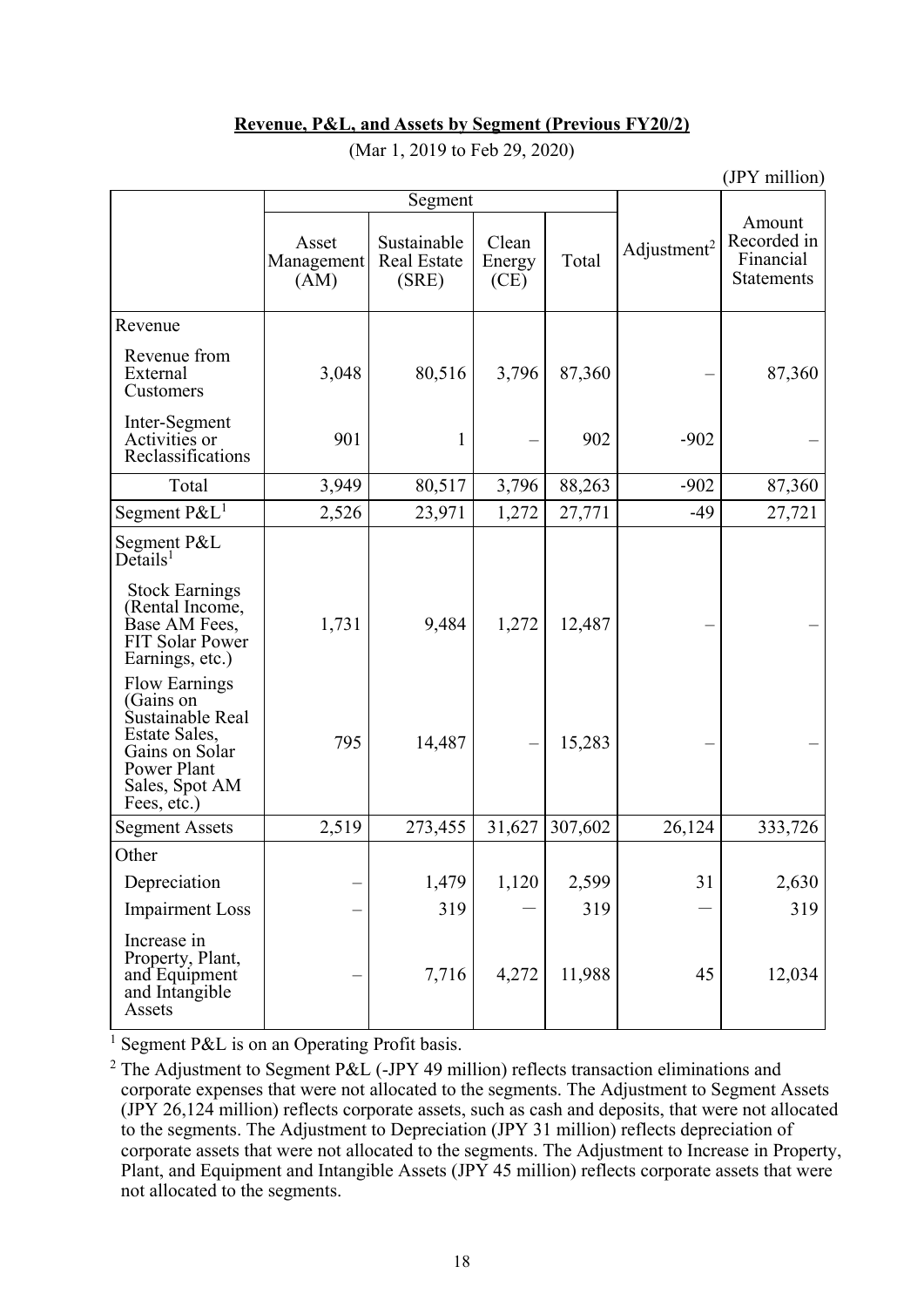**Revenue, P&L, and Assets by Segment (Previous FY20/2)**

(Mar 1, 2019 to Feb 29, 2020)

(JPY million)

| | Segment | | | | | |
|---|---|---|---|---|---|---|
| | Asset Management (AM) | Sustainable Real Estate (SRE) | Clean Energy (CE) | Total | Adjustment[2] | Amount Recorded in Financial Statements |
| Revenue | | | | | | |
| Revenue from External Customers | 3,048 | 80,516 | 3,796 | 87,360 | – | 87,360 |
| Inter-Segment Activities or Reclassifications | 901 | 1 | – | 902 | -902 | – |
| Total | 3,949 | 80,517 | 3,796 | 88,263 | -902 | 87,360 |
| Segment P&L[1] | 2,526 | 23,971 | 1,272 | 27,771 | -49 | 27,721 |
| Segment P&L Details[1] | | | | | | |
| Stock Earnings (Rental Income, Base AM Fees, FIT Solar Power Earnings, etc.) | 1,731 | 9,484 | 1,272 | 12,487 | – | – |
| Flow Earnings (Gains on Sustainable Real Estate Sales, Gains on Solar Power Plant Sales, Spot AM Fees, etc.) | 795 | 14,487 | – | 15,283 | – | – |
| Segment Assets | 2,519 | 273,455 | 31,627 | 307,602 | 26,124 | 333,726 |
| Other | | | | | | |
| Depreciation | – | 1,479 | 1,120 | 2,599 | 31 | 2,630 |
| Impairment Loss | – | 319 | — | 319 | — | 319 |
| Increase in Property, Plant, and Equipment and Intangible Assets | – | 7,716 | 4,272 | 11,988 | 45 | 12,034 |

[1] Segment P&L is on an Operating Profit basis.

[2] The Adjustment to Segment P&L (-JPY 49 million) reflects transaction eliminations and corporate expenses that were not allocated to the segments. The Adjustment to Segment Assets (JPY 26,124 million) reflects corporate assets, such as cash and deposits, that were not allocated to the segments. The Adjustment to Depreciation (JPY 31 million) reflects depreciation of corporate assets that were not allocated to the segments. The Adjustment to Increase in Property, Plant, and Equipment and Intangible Assets (JPY 45 million) reflects corporate assets that were not allocated to the segments.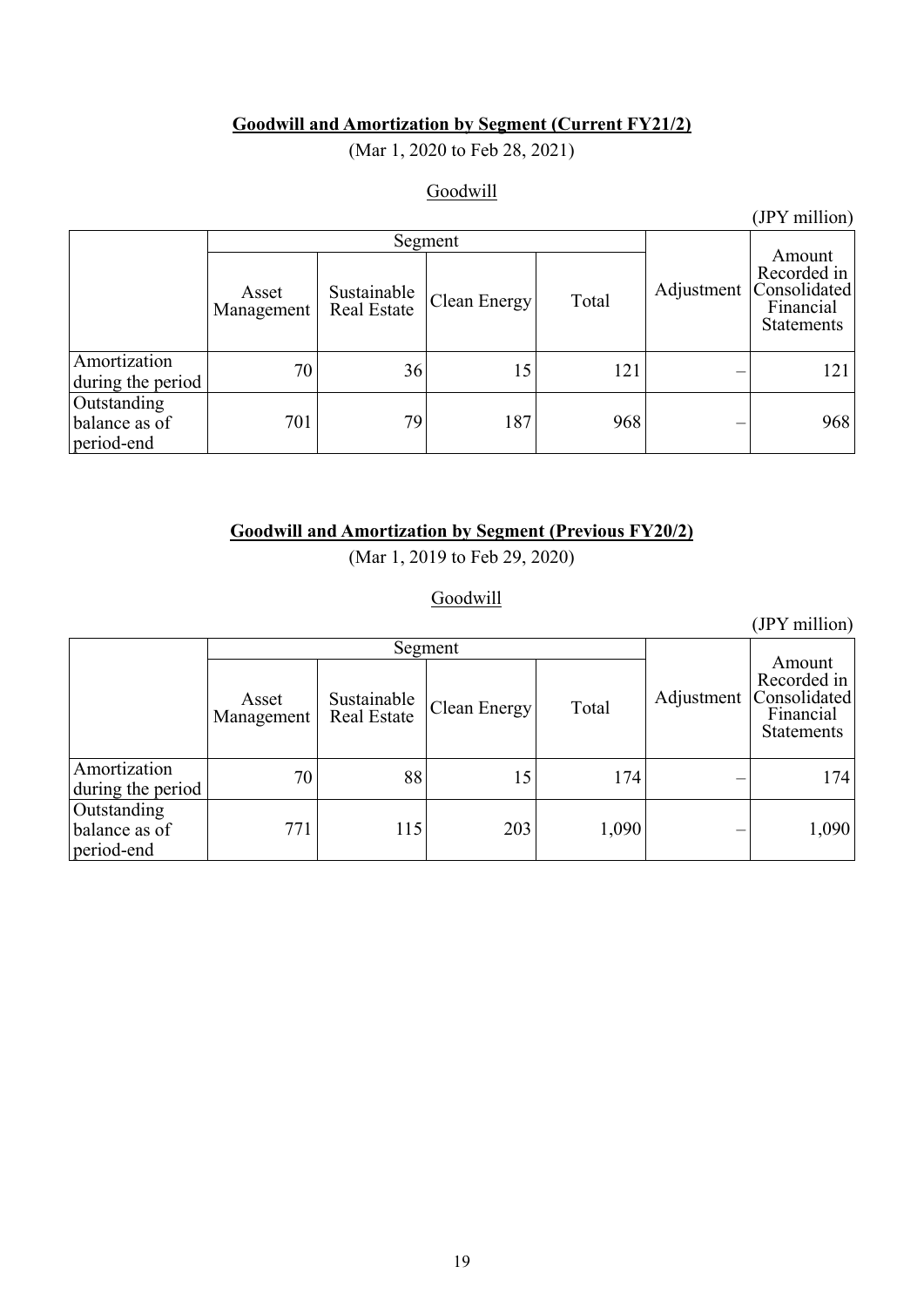**Goodwill and Amortization by Segment (Current FY21/2)**

(Mar 1, 2020 to Feb 28, 2021)

Goodwill

(JPY million)

| | Segment | | | | Adjustment | Amount Recorded in Consolidated Financial Statements |
|---|---|---|---|---|---|---|
| | Asset Management | Sustainable Real Estate | Clean Energy | Total | | |
| Amortization during the period | 70 | 36 | 15 | 121 | – | 121 |
| Outstanding balance as of period-end | 701 | 79 | 187 | 968 | – | 968 |

**Goodwill and Amortization by Segment (Previous FY20/2)**

(Mar 1, 2019 to Feb 29, 2020)

Goodwill

(JPY million)

| | Segment | | | | Adjustment | Amount Recorded in Consolidated Financial Statements |
|---|---|---|---|---|---|---|
| | Asset Management | Sustainable Real Estate | Clean Energy | Total | | |
| Amortization during the period | 70 | 88 | 15 | 174 | – | 174 |
| Outstanding balance as of period-end | 771 | 115 | 203 | 1,090 | – | 1,090 |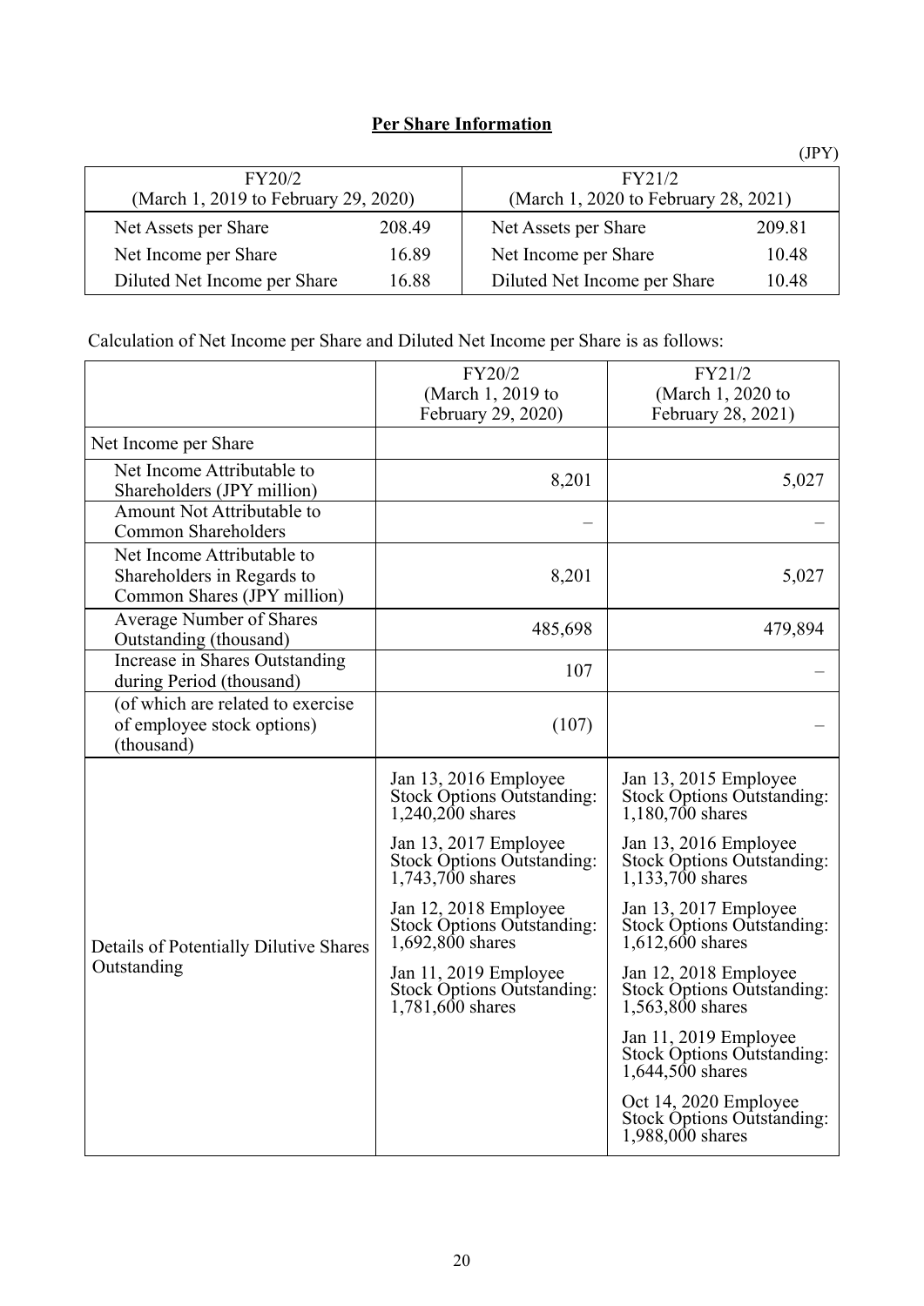## Per Share Information

(JPY)

| FY20/2<br>(March 1, 2019 to February 29, 2020) | | FY21/2<br>(March 1, 2020 to February 28, 2021) | |
|---|---|---|---|
| Net Assets per Share | 208.49 | Net Assets per Share | 209.81 |
| Net Income per Share | 16.89 | Net Income per Share | 10.48 |
| Diluted Net Income per Share | 16.88 | Diluted Net Income per Share | 10.48 |

Calculation of Net Income per Share and Diluted Net Income per Share is as follows:

| | FY20/2<br>(March 1, 2019 to February 29, 2020) | FY21/2<br>(March 1, 2020 to February 28, 2021) |
|---|---|---|
| Net Income per Share | | |
| Net Income Attributable to Shareholders (JPY million) | 8,201 | 5,027 |
| Amount Not Attributable to Common Shareholders | – | – |
| Net Income Attributable to Shareholders in Regards to Common Shares (JPY million) | 8,201 | 5,027 |
| Average Number of Shares Outstanding (thousand) | 485,698 | 479,894 |
| Increase in Shares Outstanding during Period (thousand) | 107 | – |
| (of which are related to exercise of employee stock options) (thousand) | (107) | – |
| Details of Potentially Dilutive Shares Outstanding | Jan 13, 2016 Employee Stock Options Outstanding: 1,240,200 shares<br><br>Jan 13, 2017 Employee Stock Options Outstanding: 1,743,700 shares<br><br>Jan 12, 2018 Employee Stock Options Outstanding: 1,692,800 shares<br><br>Jan 11, 2019 Employee Stock Options Outstanding: 1,781,600 shares | Jan 13, 2015 Employee Stock Options Outstanding: 1,180,700 shares<br><br>Jan 13, 2016 Employee Stock Options Outstanding: 1,133,700 shares<br><br>Jan 13, 2017 Employee Stock Options Outstanding: 1,612,600 shares<br><br>Jan 12, 2018 Employee Stock Options Outstanding: 1,563,800 shares<br><br>Jan 11, 2019 Employee Stock Options Outstanding: 1,644,500 shares<br><br>Oct 14, 2020 Employee Stock Options Outstanding: 1,988,000 shares |